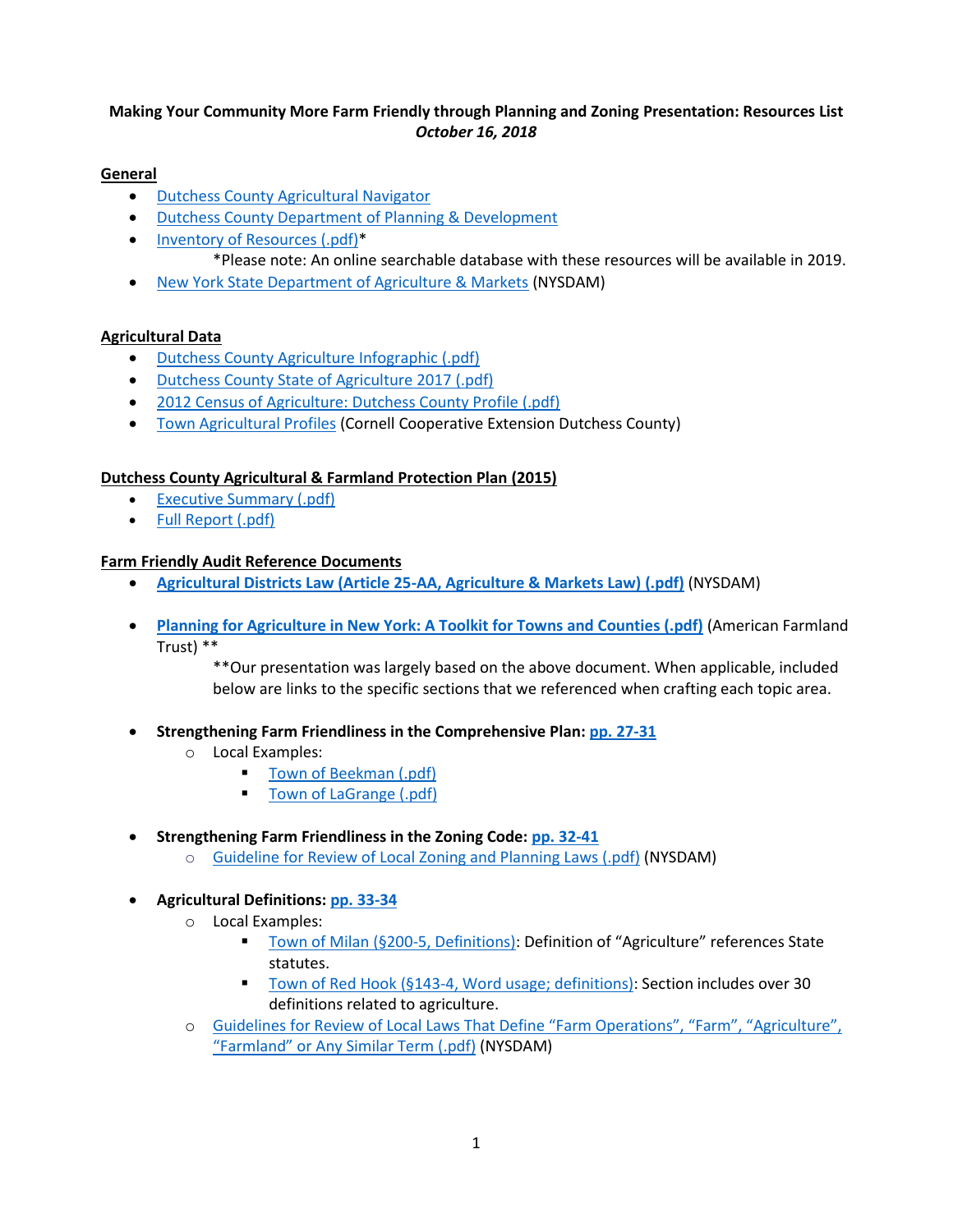**Making Your Community More Farm Friendly through Planning and Zoning Presentation: Resources List**
***October 16, 2018***

**General**

- Dutchess County Agricultural Navigator
- Dutchess County Department of Planning & Development
- Inventory of Resources (.pdf)*

    *Please note: An online searchable database with these resources will be available in 2019.
- New York State Department of Agriculture & Markets (NYSDAM)

**Agricultural Data**

- Dutchess County Agriculture Infographic (.pdf)
- Dutchess County State of Agriculture 2017 (.pdf)
- 2012 Census of Agriculture: Dutchess County Profile (.pdf)
- Town Agricultural Profiles (Cornell Cooperative Extension Dutchess County)

**Dutchess County Agricultural & Farmland Protection Plan (2015)**

- Executive Summary (.pdf)
- Full Report (.pdf)

**Farm Friendly Audit Reference Documents**

- **Agricultural Districts Law (Article 25-AA, Agriculture & Markets Law) (.pdf)** (NYSDAM)
- **Planning for Agriculture in New York: A Toolkit for Towns and Counties (.pdf)** (American Farmland Trust) **

    **Our presentation was largely based on the above document. When applicable, included below are links to the specific sections that we referenced when crafting each topic area.

- **Strengthening Farm Friendliness in the Comprehensive Plan: pp. 27-31**
    - Local Examples:
        - Town of Beekman (.pdf)
        - Town of LaGrange (.pdf)

- **Strengthening Farm Friendliness in the Zoning Code: pp. 32-41**
    - Guideline for Review of Local Zoning and Planning Laws (.pdf) (NYSDAM)

- **Agricultural Definitions: pp. 33-34**
    - Local Examples:
        - Town of Milan (§200-5, Definitions): Definition of "Agriculture" references State statutes.
        - Town of Red Hook (§143-4, Word usage; definitions): Section includes over 30 definitions related to agriculture.
    - Guidelines for Review of Local Laws That Define "Farm Operations", "Farm", "Agriculture", "Farmland" or Any Similar Term (.pdf) (NYSDAM)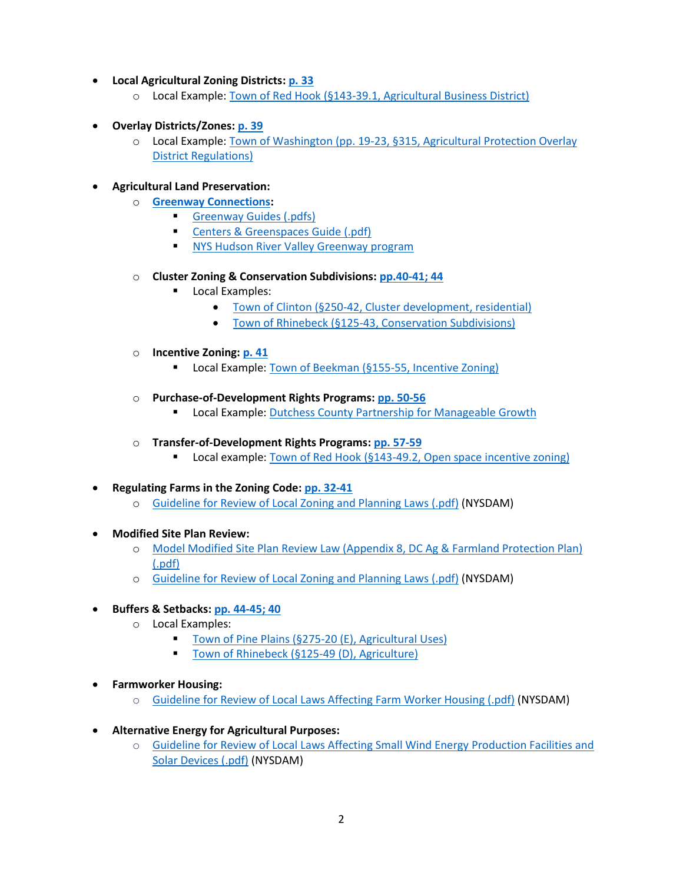- **Local Agricultural Zoning Districts: p. 33**
    - Local Example: Town of Red Hook (§143-39.1, Agricultural Business District)

- **Overlay Districts/Zones: p. 39**
    - Local Example: Town of Washington (pp. 19-23, §315, Agricultural Protection Overlay District Regulations)

- **Agricultural Land Preservation:**
    - **Greenway Connections:**
        - Greenway Guides (.pdfs)
        - Centers & Greenspaces Guide (.pdf)
        - NYS Hudson River Valley Greenway program

    - **Cluster Zoning & Conservation Subdivisions: pp.40-41; 44**
        - Local Examples:
            - Town of Clinton (§250-42, Cluster development, residential)
            - Town of Rhinebeck (§125-43, Conservation Subdivisions)

    - **Incentive Zoning: p. 41**
        - Local Example: Town of Beekman (§155-55, Incentive Zoning)

    - **Purchase-of-Development Rights Programs: pp. 50-56**
        - Local Example: Dutchess County Partnership for Manageable Growth

    - **Transfer-of-Development Rights Programs: pp. 57-59**
        - Local example: Town of Red Hook (§143-49.2, Open space incentive zoning)

- **Regulating Farms in the Zoning Code: pp. 32-41**
    - Guideline for Review of Local Zoning and Planning Laws (.pdf) (NYSDAM)

- **Modified Site Plan Review:**
    - Model Modified Site Plan Review Law (Appendix 8, DC Ag & Farmland Protection Plan) (.pdf)
    - Guideline for Review of Local Zoning and Planning Laws (.pdf) (NYSDAM)

- **Buffers & Setbacks: pp. 44-45; 40**
    - Local Examples:
        - Town of Pine Plains (§275-20 (E), Agricultural Uses)
        - Town of Rhinebeck (§125-49 (D), Agriculture)

- **Farmworker Housing:**
    - Guideline for Review of Local Laws Affecting Farm Worker Housing (.pdf) (NYSDAM)

- **Alternative Energy for Agricultural Purposes:**
    - Guideline for Review of Local Laws Affecting Small Wind Energy Production Facilities and Solar Devices (.pdf) (NYSDAM)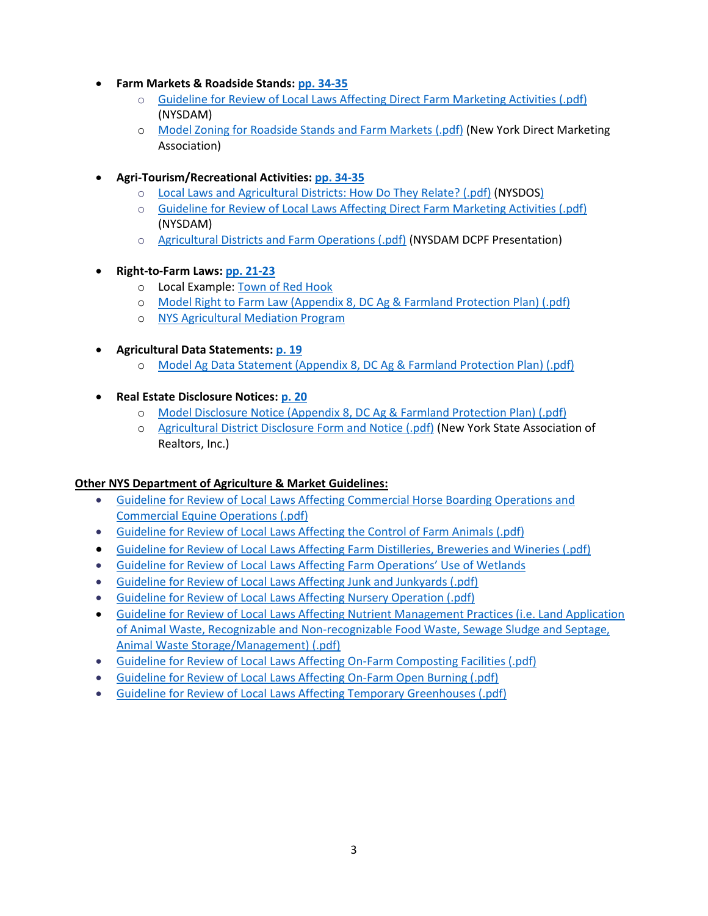- **Farm Markets & Roadside Stands: pp. 34-35**
  - Guideline for Review of Local Laws Affecting Direct Farm Marketing Activities (.pdf) (NYSDAM)
  - Model Zoning for Roadside Stands and Farm Markets (.pdf) (New York Direct Marketing Association)

- **Agri-Tourism/Recreational Activities: pp. 34-35**
  - Local Laws and Agricultural Districts: How Do They Relate? (.pdf) (NYSDOS)
  - Guideline for Review of Local Laws Affecting Direct Farm Marketing Activities (.pdf) (NYSDAM)
  - Agricultural Districts and Farm Operations (.pdf) (NYSDAM DCPF Presentation)

- **Right-to-Farm Laws: pp. 21-23**
  - Local Example: Town of Red Hook
  - Model Right to Farm Law (Appendix 8, DC Ag & Farmland Protection Plan) (.pdf)
  - NYS Agricultural Mediation Program

- **Agricultural Data Statements: p. 19**
  - Model Ag Data Statement (Appendix 8, DC Ag & Farmland Protection Plan) (.pdf)

- **Real Estate Disclosure Notices: p. 20**
  - Model Disclosure Notice (Appendix 8, DC Ag & Farmland Protection Plan) (.pdf)
  - Agricultural District Disclosure Form and Notice (.pdf) (New York State Association of Realtors, Inc.)

**Other NYS Department of Agriculture & Market Guidelines:**

- Guideline for Review of Local Laws Affecting Commercial Horse Boarding Operations and Commercial Equine Operations (.pdf)
- Guideline for Review of Local Laws Affecting the Control of Farm Animals (.pdf)
- Guideline for Review of Local Laws Affecting Farm Distilleries, Breweries and Wineries (.pdf)
- Guideline for Review of Local Laws Affecting Farm Operations' Use of Wetlands
- Guideline for Review of Local Laws Affecting Junk and Junkyards (.pdf)
- Guideline for Review of Local Laws Affecting Nursery Operation (.pdf)
- Guideline for Review of Local Laws Affecting Nutrient Management Practices (i.e. Land Application of Animal Waste, Recognizable and Non-recognizable Food Waste, Sewage Sludge and Septage, Animal Waste Storage/Management) (.pdf)
- Guideline for Review of Local Laws Affecting On-Farm Composting Facilities (.pdf)
- Guideline for Review of Local Laws Affecting On-Farm Open Burning (.pdf)
- Guideline for Review of Local Laws Affecting Temporary Greenhouses (.pdf)